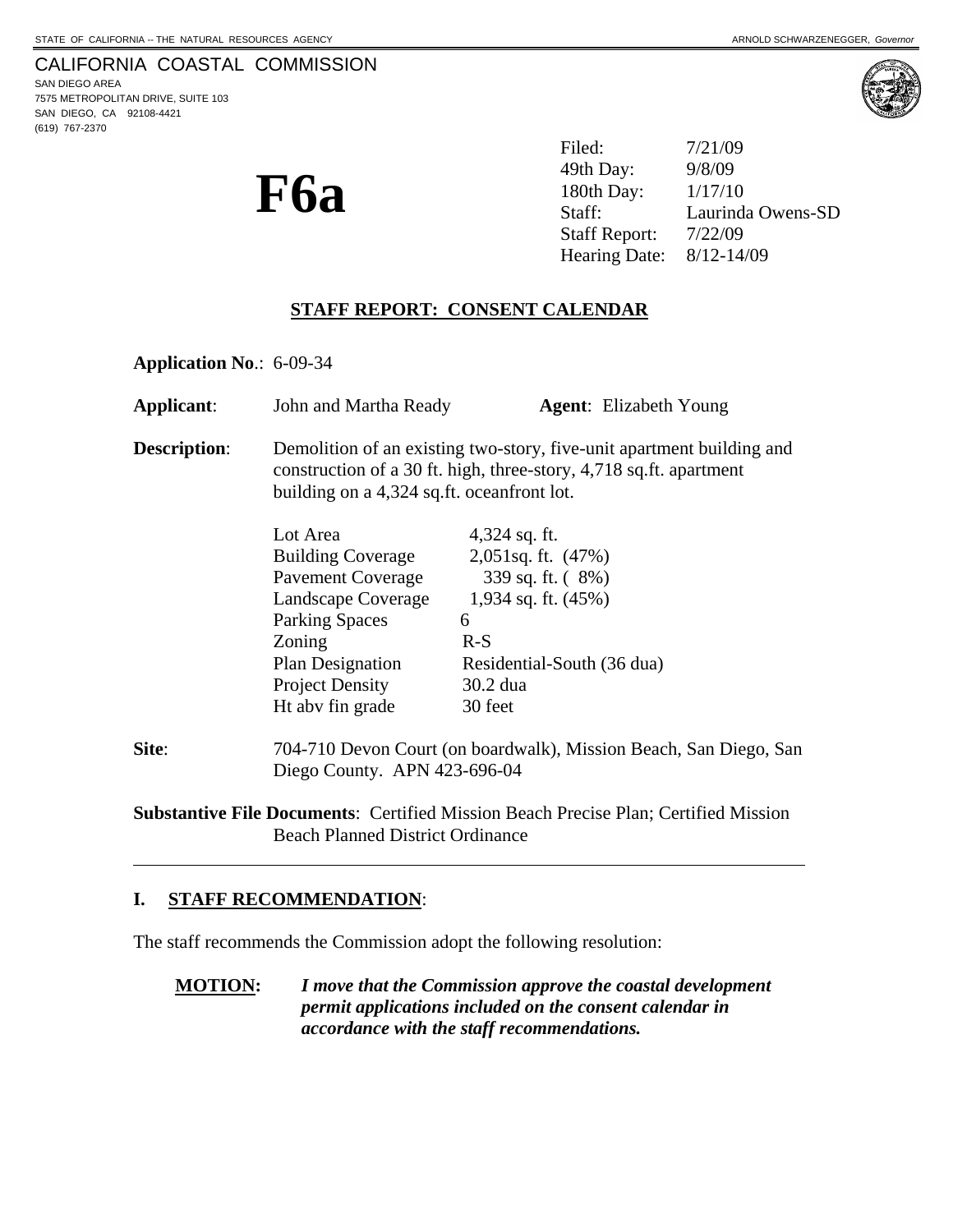STATE OF CALIFORNIA -- THE NATURAL RESOURCES AGENCY — ARNOLD SCHWARZENEGGER, *Governor*

CALIFORNIA COASTAL COMMISSION
SAN DIEGO AREA
7575 METROPOLITAN DRIVE, SUITE 103
SAN DIEGO, CA 92108-4421
(619) 767-2370

# F6a

| | |
|---|---|
| Filed: | 7/21/09 |
| 49th Day: | 9/8/09 |
| 180th Day: | 1/17/10 |
| Staff: | Laurinda Owens-SD |
| Staff Report: | 7/22/09 |
| Hearing Date: | 8/12-14/09 |

## STAFF REPORT: CONSENT CALENDAR

**Application No**.: 6-09-34

**Applicant**: John and Martha Ready **Agent**: Elizabeth Young

**Description**: Demolition of an existing two-story, five-unit apartment building and construction of a 30 ft. high, three-story, 4,718 sq.ft. apartment building on a 4,324 sq.ft. oceanfront lot.

| | |
|---|---|
| Lot Area | 4,324 sq. ft. |
| Building Coverage | 2,051sq. ft. (47%) |
| Pavement Coverage | 339 sq. ft. ( 8%) |
| Landscape Coverage | 1,934 sq. ft. (45%) |
| Parking Spaces | 6 |
| Zoning | R-S |
| Plan Designation | Residential-South (36 dua) |
| Project Density | 30.2 dua |
| Ht abv fin grade | 30 feet |

**Site**: 704-710 Devon Court (on boardwalk), Mission Beach, San Diego, San Diego County. APN 423-696-04

**Substantive File Documents**: Certified Mission Beach Precise Plan; Certified Mission Beach Planned District Ordinance

## I. STAFF RECOMMENDATION:

The staff recommends the Commission adopt the following resolution:

**MOTION:** ***I move that the Commission approve the coastal development permit applications included on the consent calendar in accordance with the staff recommendations.***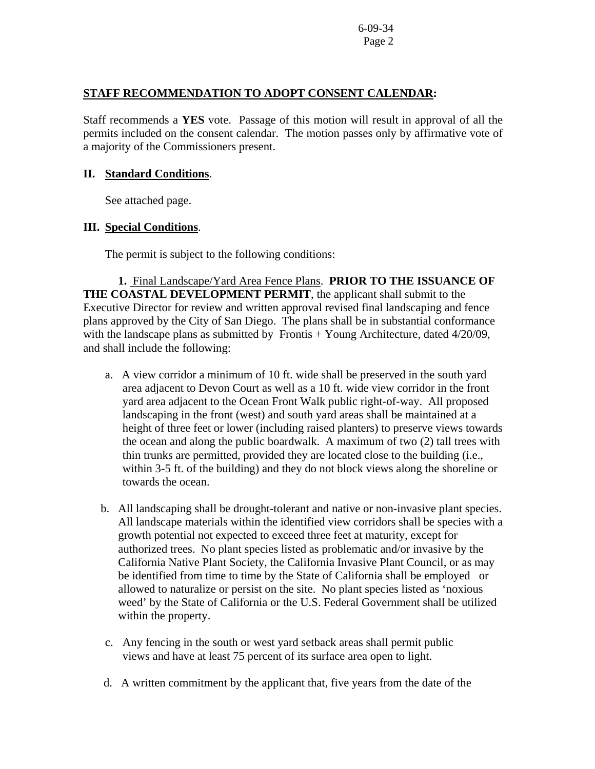## STAFF RECOMMENDATION TO ADOPT CONSENT CALENDAR:

Staff recommends a **YES** vote. Passage of this motion will result in approval of all the permits included on the consent calendar. The motion passes only by affirmative vote of a majority of the Commissioners present.

## II. Standard Conditions.

See attached page.

## III. Special Conditions.

The permit is subject to the following conditions:

**1.** Final Landscape/Yard Area Fence Plans. **PRIOR TO THE ISSUANCE OF THE COASTAL DEVELOPMENT PERMIT**, the applicant shall submit to the Executive Director for review and written approval revised final landscaping and fence plans approved by the City of San Diego. The plans shall be in substantial conformance with the landscape plans as submitted by Frontis + Young Architecture, dated 4/20/09, and shall include the following:

a. A view corridor a minimum of 10 ft. wide shall be preserved in the south yard area adjacent to Devon Court as well as a 10 ft. wide view corridor in the front yard area adjacent to the Ocean Front Walk public right-of-way. All proposed landscaping in the front (west) and south yard areas shall be maintained at a height of three feet or lower (including raised planters) to preserve views towards the ocean and along the public boardwalk. A maximum of two (2) tall trees with thin trunks are permitted, provided they are located close to the building (i.e., within 3-5 ft. of the building) and they do not block views along the shoreline or towards the ocean.

b. All landscaping shall be drought-tolerant and native or non-invasive plant species. All landscape materials within the identified view corridors shall be species with a growth potential not expected to exceed three feet at maturity, except for authorized trees. No plant species listed as problematic and/or invasive by the California Native Plant Society, the California Invasive Plant Council, or as may be identified from time to time by the State of California shall be employed or allowed to naturalize or persist on the site. No plant species listed as 'noxious weed' by the State of California or the U.S. Federal Government shall be utilized within the property.

c. Any fencing in the south or west yard setback areas shall permit public views and have at least 75 percent of its surface area open to light.

d. A written commitment by the applicant that, five years from the date of the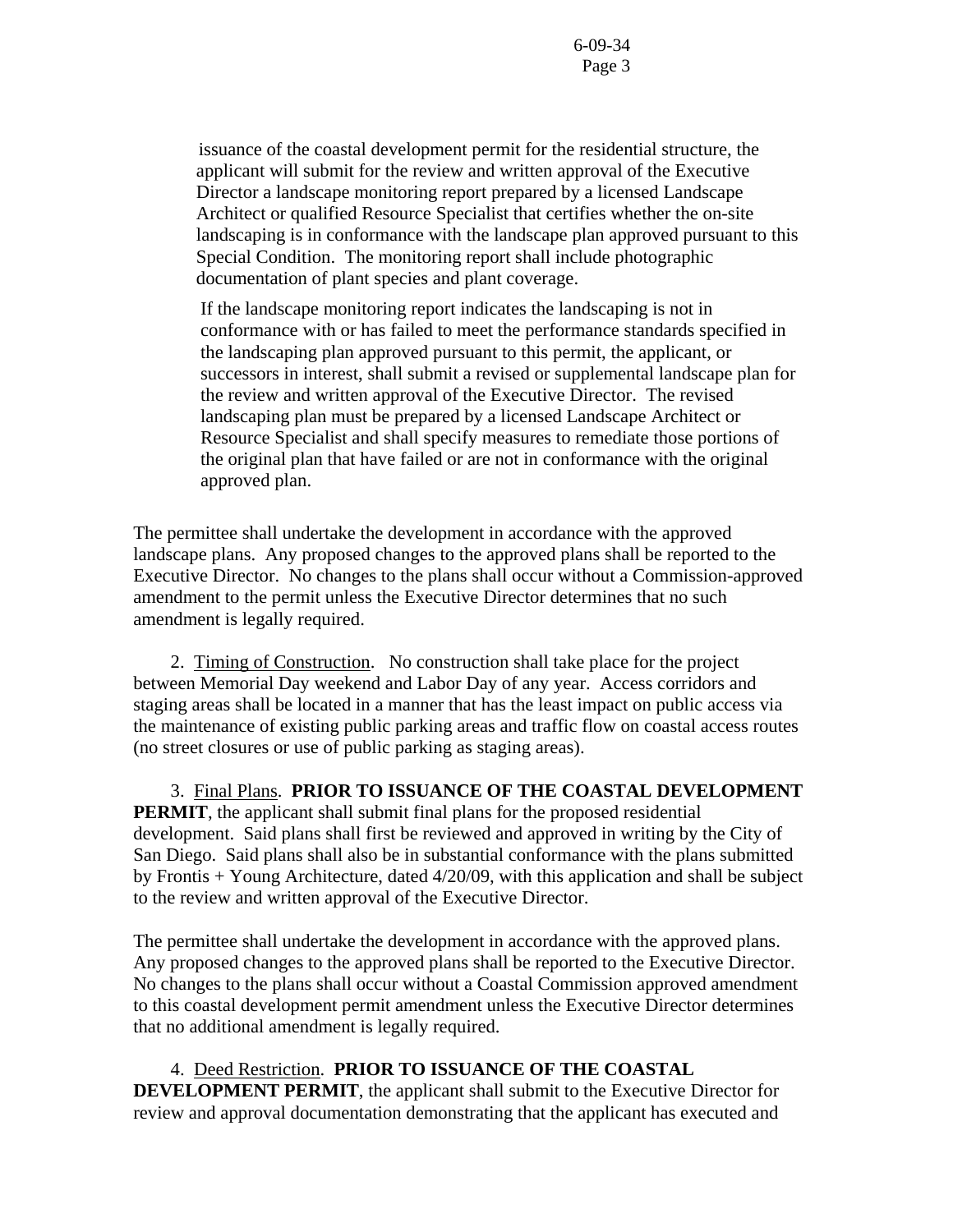issuance of the coastal development permit for the residential structure, the applicant will submit for the review and written approval of the Executive Director a landscape monitoring report prepared by a licensed Landscape Architect or qualified Resource Specialist that certifies whether the on-site landscaping is in conformance with the landscape plan approved pursuant to this Special Condition. The monitoring report shall include photographic documentation of plant species and plant coverage.

If the landscape monitoring report indicates the landscaping is not in conformance with or has failed to meet the performance standards specified in the landscaping plan approved pursuant to this permit, the applicant, or successors in interest, shall submit a revised or supplemental landscape plan for the review and written approval of the Executive Director. The revised landscaping plan must be prepared by a licensed Landscape Architect or Resource Specialist and shall specify measures to remediate those portions of the original plan that have failed or are not in conformance with the original approved plan.

The permittee shall undertake the development in accordance with the approved landscape plans. Any proposed changes to the approved plans shall be reported to the Executive Director. No changes to the plans shall occur without a Commission-approved amendment to the permit unless the Executive Director determines that no such amendment is legally required.

2. Timing of Construction. No construction shall take place for the project between Memorial Day weekend and Labor Day of any year. Access corridors and staging areas shall be located in a manner that has the least impact on public access via the maintenance of existing public parking areas and traffic flow on coastal access routes (no street closures or use of public parking as staging areas).

3. Final Plans. **PRIOR TO ISSUANCE OF THE COASTAL DEVELOPMENT PERMIT**, the applicant shall submit final plans for the proposed residential development. Said plans shall first be reviewed and approved in writing by the City of San Diego. Said plans shall also be in substantial conformance with the plans submitted by Frontis + Young Architecture, dated 4/20/09, with this application and shall be subject to the review and written approval of the Executive Director.

The permittee shall undertake the development in accordance with the approved plans. Any proposed changes to the approved plans shall be reported to the Executive Director. No changes to the plans shall occur without a Coastal Commission approved amendment to this coastal development permit amendment unless the Executive Director determines that no additional amendment is legally required.

4. Deed Restriction. **PRIOR TO ISSUANCE OF THE COASTAL DEVELOPMENT PERMIT**, the applicant shall submit to the Executive Director for review and approval documentation demonstrating that the applicant has executed and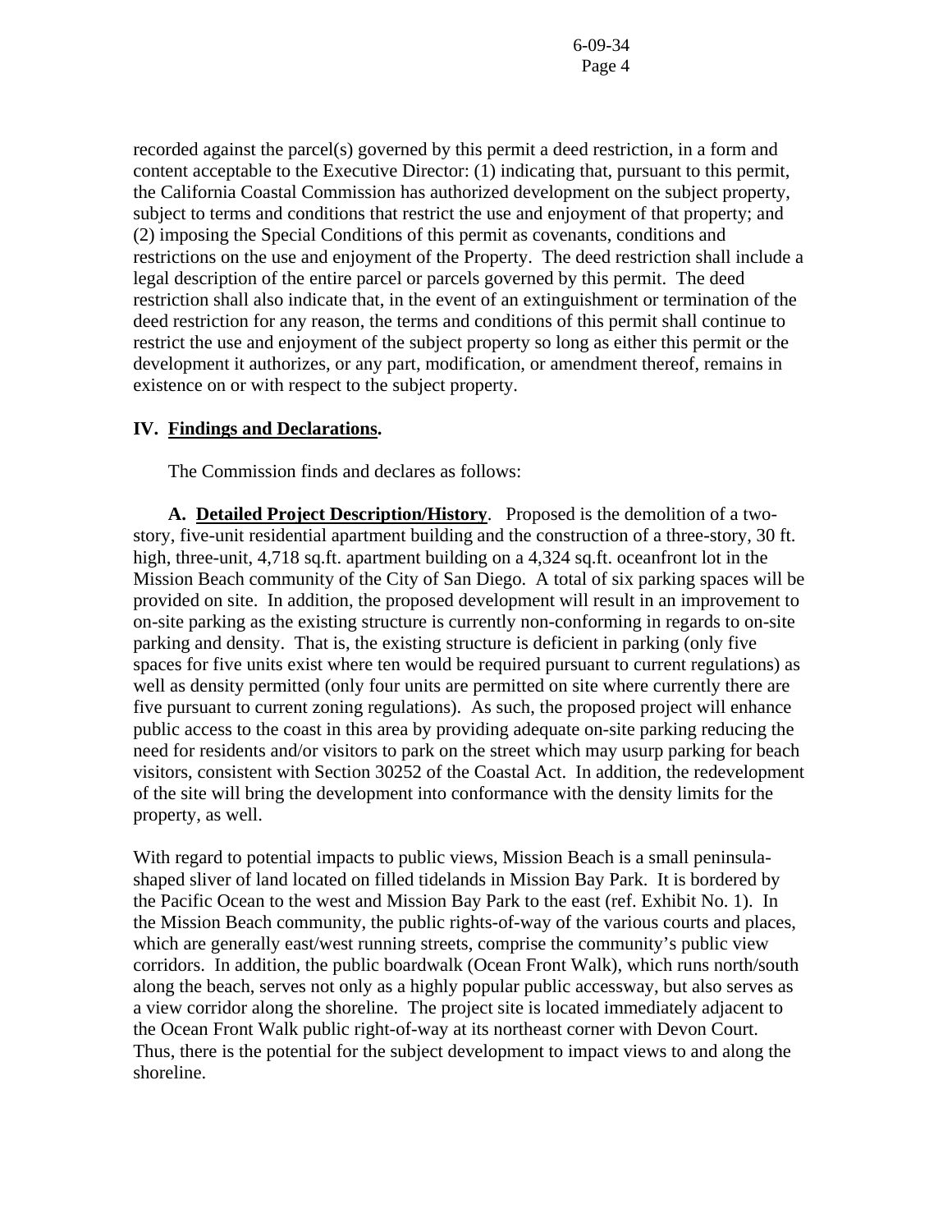recorded against the parcel(s) governed by this permit a deed restriction, in a form and content acceptable to the Executive Director: (1) indicating that, pursuant to this permit, the California Coastal Commission has authorized development on the subject property, subject to terms and conditions that restrict the use and enjoyment of that property; and (2) imposing the Special Conditions of this permit as covenants, conditions and restrictions on the use and enjoyment of the Property. The deed restriction shall include a legal description of the entire parcel or parcels governed by this permit. The deed restriction shall also indicate that, in the event of an extinguishment or termination of the deed restriction for any reason, the terms and conditions of this permit shall continue to restrict the use and enjoyment of the subject property so long as either this permit or the development it authorizes, or any part, modification, or amendment thereof, remains in existence on or with respect to the subject property.

## IV. Findings and Declarations.

The Commission finds and declares as follows:

**A. Detailed Project Description/History**. Proposed is the demolition of a two-story, five-unit residential apartment building and the construction of a three-story, 30 ft. high, three-unit, 4,718 sq.ft. apartment building on a 4,324 sq.ft. oceanfront lot in the Mission Beach community of the City of San Diego. A total of six parking spaces will be provided on site. In addition, the proposed development will result in an improvement to on-site parking as the existing structure is currently non-conforming in regards to on-site parking and density. That is, the existing structure is deficient in parking (only five spaces for five units exist where ten would be required pursuant to current regulations) as well as density permitted (only four units are permitted on site where currently there are five pursuant to current zoning regulations). As such, the proposed project will enhance public access to the coast in this area by providing adequate on-site parking reducing the need for residents and/or visitors to park on the street which may usurp parking for beach visitors, consistent with Section 30252 of the Coastal Act. In addition, the redevelopment of the site will bring the development into conformance with the density limits for the property, as well.

With regard to potential impacts to public views, Mission Beach is a small peninsula-shaped sliver of land located on filled tidelands in Mission Bay Park. It is bordered by the Pacific Ocean to the west and Mission Bay Park to the east (ref. Exhibit No. 1). In the Mission Beach community, the public rights-of-way of the various courts and places, which are generally east/west running streets, comprise the community's public view corridors. In addition, the public boardwalk (Ocean Front Walk), which runs north/south along the beach, serves not only as a highly popular public accessway, but also serves as a view corridor along the shoreline. The project site is located immediately adjacent to the Ocean Front Walk public right-of-way at its northeast corner with Devon Court. Thus, there is the potential for the subject development to impact views to and along the shoreline.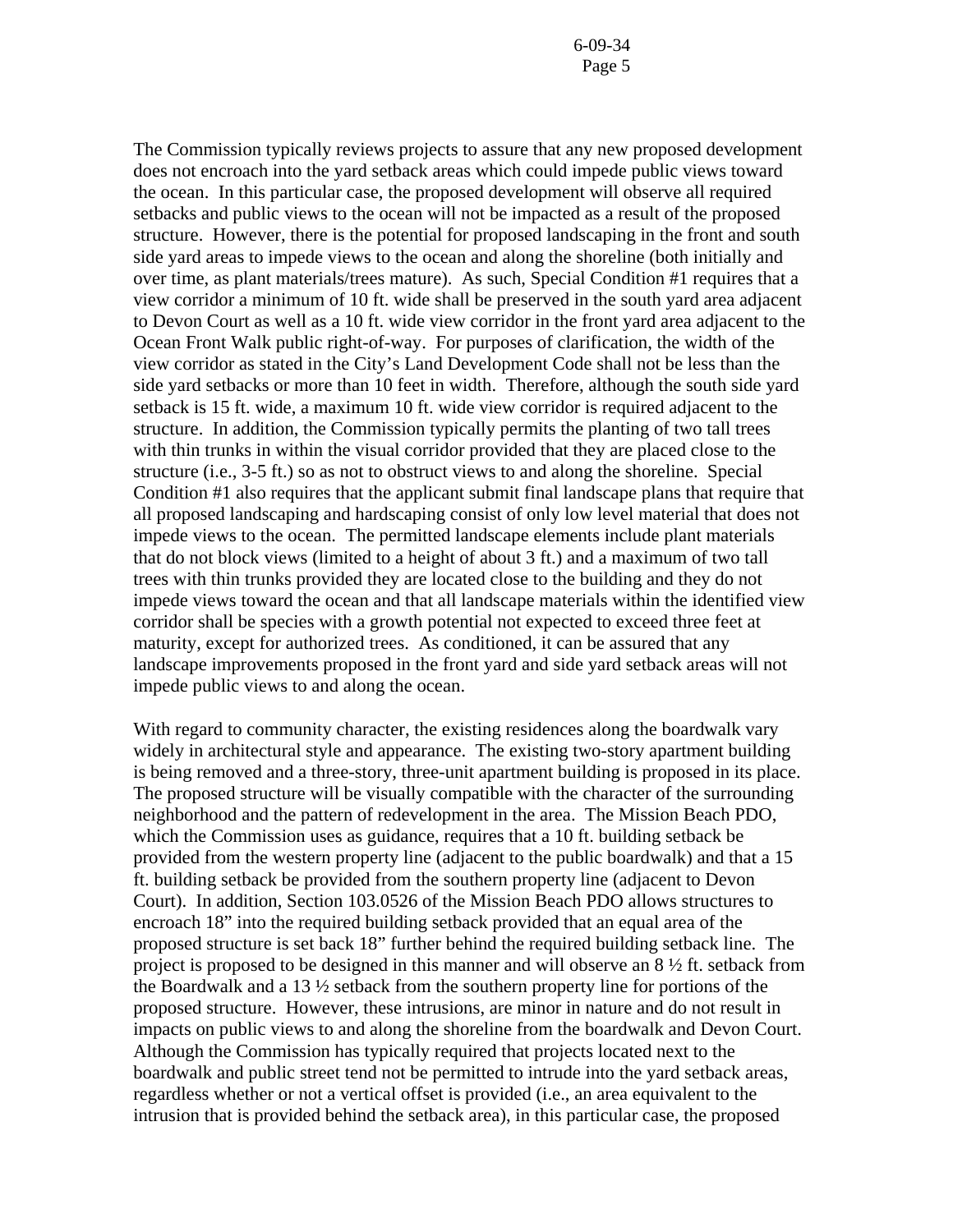The Commission typically reviews projects to assure that any new proposed development does not encroach into the yard setback areas which could impede public views toward the ocean. In this particular case, the proposed development will observe all required setbacks and public views to the ocean will not be impacted as a result of the proposed structure. However, there is the potential for proposed landscaping in the front and south side yard areas to impede views to the ocean and along the shoreline (both initially and over time, as plant materials/trees mature). As such, Special Condition #1 requires that a view corridor a minimum of 10 ft. wide shall be preserved in the south yard area adjacent to Devon Court as well as a 10 ft. wide view corridor in the front yard area adjacent to the Ocean Front Walk public right-of-way. For purposes of clarification, the width of the view corridor as stated in the City's Land Development Code shall not be less than the side yard setbacks or more than 10 feet in width. Therefore, although the south side yard setback is 15 ft. wide, a maximum 10 ft. wide view corridor is required adjacent to the structure. In addition, the Commission typically permits the planting of two tall trees with thin trunks in within the visual corridor provided that they are placed close to the structure (i.e., 3-5 ft.) so as not to obstruct views to and along the shoreline. Special Condition #1 also requires that the applicant submit final landscape plans that require that all proposed landscaping and hardscaping consist of only low level material that does not impede views to the ocean. The permitted landscape elements include plant materials that do not block views (limited to a height of about 3 ft.) and a maximum of two tall trees with thin trunks provided they are located close to the building and they do not impede views toward the ocean and that all landscape materials within the identified view corridor shall be species with a growth potential not expected to exceed three feet at maturity, except for authorized trees. As conditioned, it can be assured that any landscape improvements proposed in the front yard and side yard setback areas will not impede public views to and along the ocean.

With regard to community character, the existing residences along the boardwalk vary widely in architectural style and appearance. The existing two-story apartment building is being removed and a three-story, three-unit apartment building is proposed in its place. The proposed structure will be visually compatible with the character of the surrounding neighborhood and the pattern of redevelopment in the area. The Mission Beach PDO, which the Commission uses as guidance, requires that a 10 ft. building setback be provided from the western property line (adjacent to the public boardwalk) and that a 15 ft. building setback be provided from the southern property line (adjacent to Devon Court). In addition, Section 103.0526 of the Mission Beach PDO allows structures to encroach 18" into the required building setback provided that an equal area of the proposed structure is set back 18" further behind the required building setback line. The project is proposed to be designed in this manner and will observe an 8 ½ ft. setback from the Boardwalk and a 13 ½ setback from the southern property line for portions of the proposed structure. However, these intrusions, are minor in nature and do not result in impacts on public views to and along the shoreline from the boardwalk and Devon Court. Although the Commission has typically required that projects located next to the boardwalk and public street tend not be permitted to intrude into the yard setback areas, regardless whether or not a vertical offset is provided (i.e., an area equivalent to the intrusion that is provided behind the setback area), in this particular case, the proposed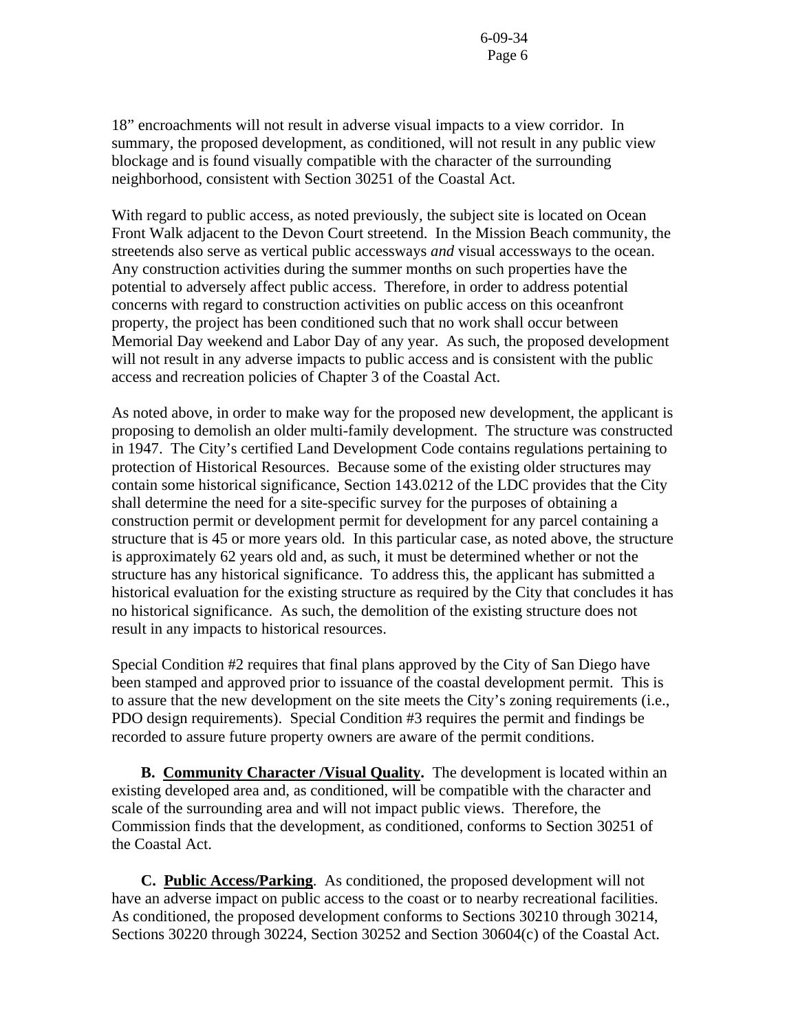18" encroachments will not result in adverse visual impacts to a view corridor. In summary, the proposed development, as conditioned, will not result in any public view blockage and is found visually compatible with the character of the surrounding neighborhood, consistent with Section 30251 of the Coastal Act.

With regard to public access, as noted previously, the subject site is located on Ocean Front Walk adjacent to the Devon Court streetend. In the Mission Beach community, the streetends also serve as vertical public accessways *and* visual accessways to the ocean. Any construction activities during the summer months on such properties have the potential to adversely affect public access. Therefore, in order to address potential concerns with regard to construction activities on public access on this oceanfront property, the project has been conditioned such that no work shall occur between Memorial Day weekend and Labor Day of any year. As such, the proposed development will not result in any adverse impacts to public access and is consistent with the public access and recreation policies of Chapter 3 of the Coastal Act.

As noted above, in order to make way for the proposed new development, the applicant is proposing to demolish an older multi-family development. The structure was constructed in 1947. The City's certified Land Development Code contains regulations pertaining to protection of Historical Resources. Because some of the existing older structures may contain some historical significance, Section 143.0212 of the LDC provides that the City shall determine the need for a site-specific survey for the purposes of obtaining a construction permit or development permit for development for any parcel containing a structure that is 45 or more years old. In this particular case, as noted above, the structure is approximately 62 years old and, as such, it must be determined whether or not the structure has any historical significance. To address this, the applicant has submitted a historical evaluation for the existing structure as required by the City that concludes it has no historical significance. As such, the demolition of the existing structure does not result in any impacts to historical resources.

Special Condition #2 requires that final plans approved by the City of San Diego have been stamped and approved prior to issuance of the coastal development permit. This is to assure that the new development on the site meets the City's zoning requirements (i.e., PDO design requirements). Special Condition #3 requires the permit and findings be recorded to assure future property owners are aware of the permit conditions.

**B. <u>Community Character /Visual Quality</u>.** The development is located within an existing developed area and, as conditioned, will be compatible with the character and scale of the surrounding area and will not impact public views. Therefore, the Commission finds that the development, as conditioned, conforms to Section 30251 of the Coastal Act.

**C. <u>Public Access/Parking</u>**. As conditioned, the proposed development will not have an adverse impact on public access to the coast or to nearby recreational facilities. As conditioned, the proposed development conforms to Sections 30210 through 30214, Sections 30220 through 30224, Section 30252 and Section 30604(c) of the Coastal Act.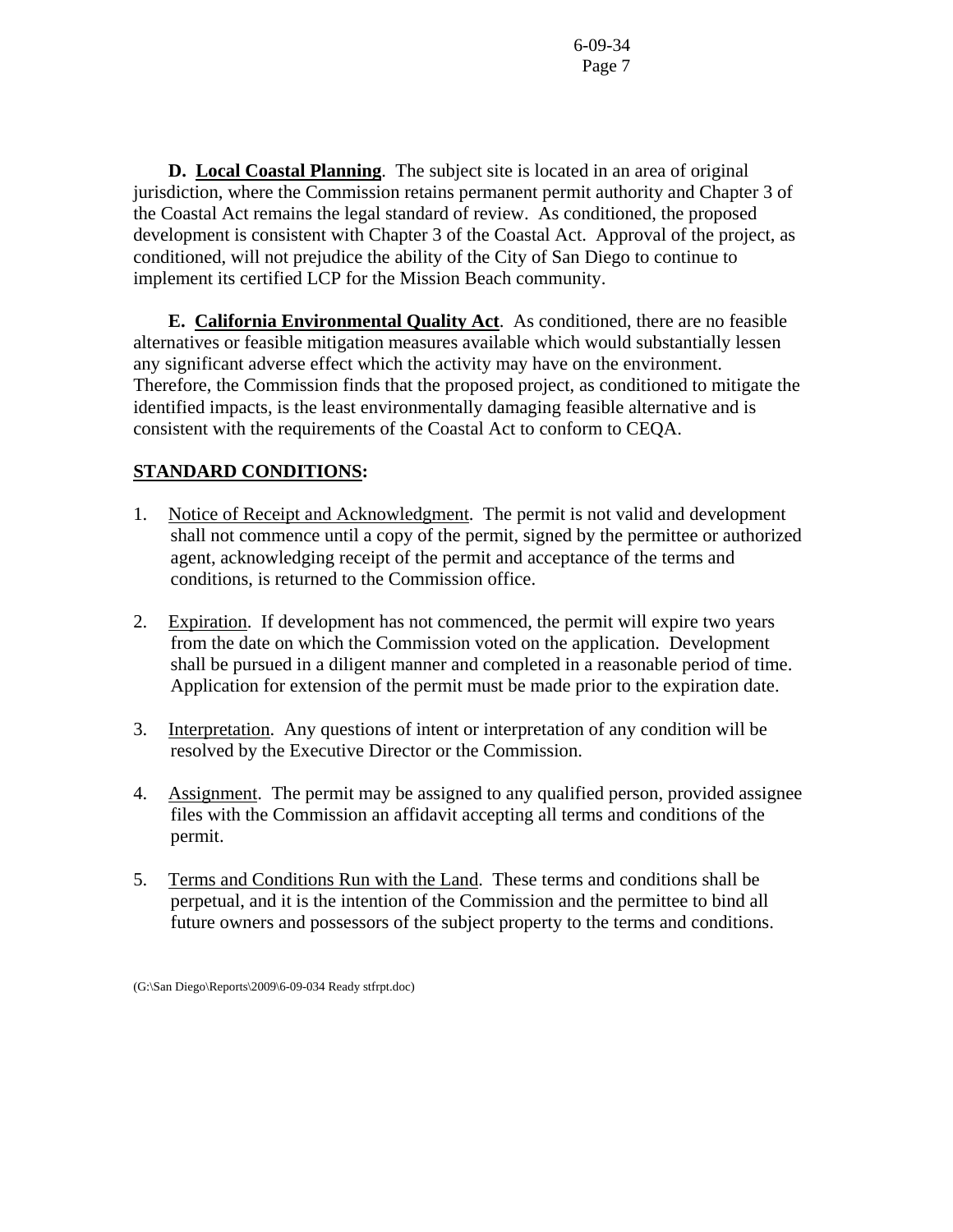**D. Local Coastal Planning**. The subject site is located in an area of original jurisdiction, where the Commission retains permanent permit authority and Chapter 3 of the Coastal Act remains the legal standard of review. As conditioned, the proposed development is consistent with Chapter 3 of the Coastal Act. Approval of the project, as conditioned, will not prejudice the ability of the City of San Diego to continue to implement its certified LCP for the Mission Beach community.

**E. California Environmental Quality Act**. As conditioned, there are no feasible alternatives or feasible mitigation measures available which would substantially lessen any significant adverse effect which the activity may have on the environment. Therefore, the Commission finds that the proposed project, as conditioned to mitigate the identified impacts, is the least environmentally damaging feasible alternative and is consistent with the requirements of the Coastal Act to conform to CEQA.

**STANDARD CONDITIONS:**

1. Notice of Receipt and Acknowledgment. The permit is not valid and development shall not commence until a copy of the permit, signed by the permittee or authorized agent, acknowledging receipt of the permit and acceptance of the terms and conditions, is returned to the Commission office.

2. Expiration. If development has not commenced, the permit will expire two years from the date on which the Commission voted on the application. Development shall be pursued in a diligent manner and completed in a reasonable period of time. Application for extension of the permit must be made prior to the expiration date.

3. Interpretation. Any questions of intent or interpretation of any condition will be resolved by the Executive Director or the Commission.

4. Assignment. The permit may be assigned to any qualified person, provided assignee files with the Commission an affidavit accepting all terms and conditions of the permit.

5. Terms and Conditions Run with the Land. These terms and conditions shall be perpetual, and it is the intention of the Commission and the permittee to bind all future owners and possessors of the subject property to the terms and conditions.

(G:\San Diego\Reports\2009\6-09-034 Ready stfrpt.doc)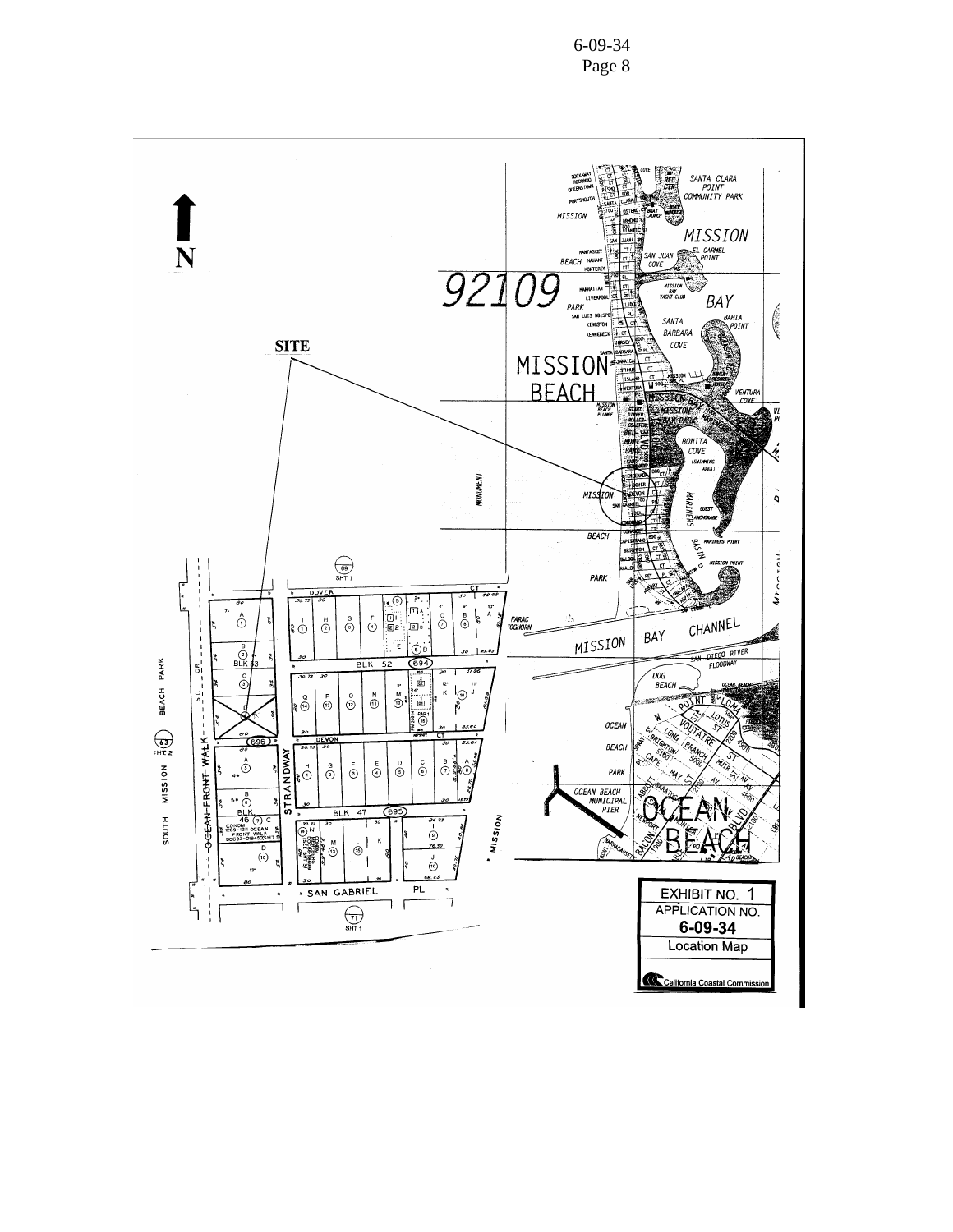N

SITE

EXHIBIT NO. 1

APPLICATION NO.

**6-09-34**

Location Map

California Coastal Commission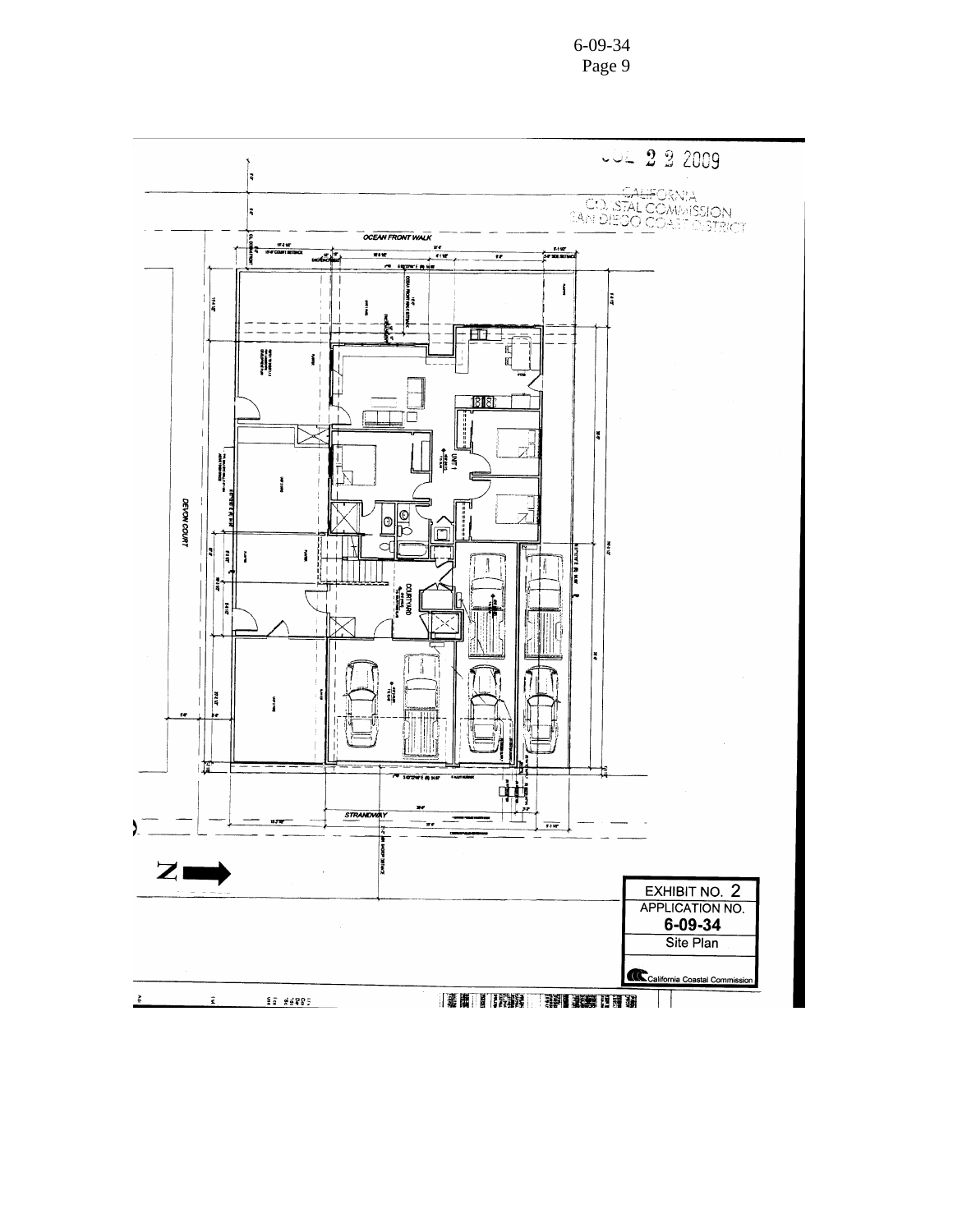JUL 2 2 2009

CALIFORNIA
COASTAL COMMISSION
SAN DIEGO COAST DISTRICT

OCEAN FRONT WALK

DEVON COURT

UNIT 1

COURTYARD

STRANDWAY

N

EXHIBIT NO. 2
APPLICATION NO.
**6-09-34**
Site Plan

California Coastal Commission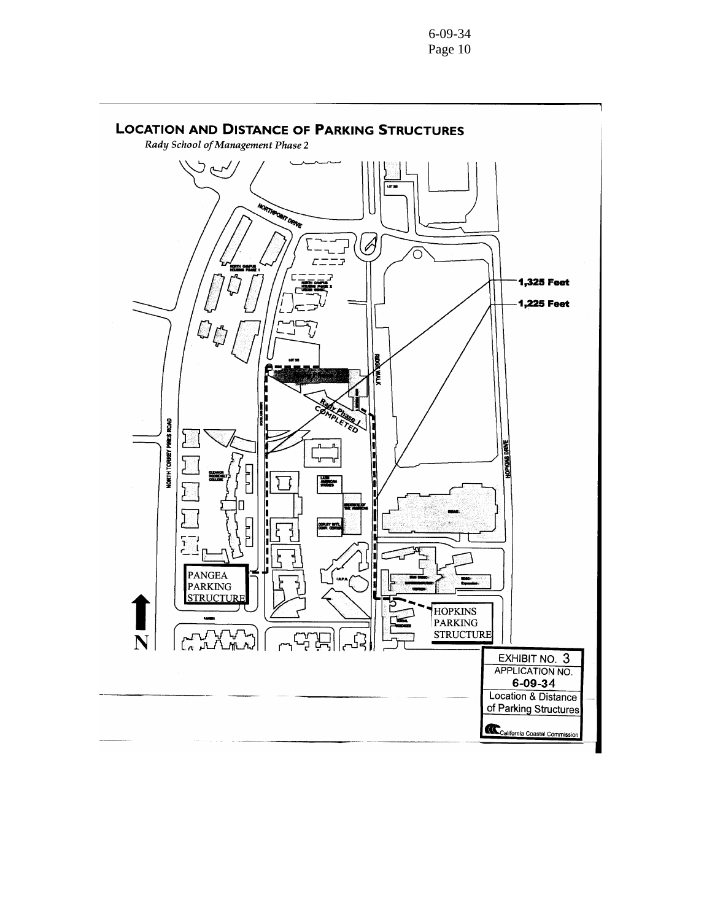## LOCATION AND DISTANCE OF PARKING STRUCTURES

*Rady School of Management Phase 2*

NORTHPOINT DRIVE

LOT 208

NORTH CAMPUS HOUSING PHASE 1

NORTH CAMPUS HOUSING PHASE 2 UNDER DESIGN

1,325 Feet

1,225 Feet

LOT 311

RIDGE WALK

Rady Phase I COMPLETED

NORTH TORREY PINES ROAD

HOPKINS DRIVE

ELEANOR ROOSEVELT COLLEGE

LATIN AMERICAN STUDIES

INSTITUTE OF THE AMERICAS

COPLEY INTL. CONF. CENTER

IR/PS

SAN DIEGO SUPERCOMPUTER CENTER

PANGEA PARKING STRUCTURE

PANGEA

HOPKINS PARKING STRUCTURE

SOCIAL SCIENCES

N

EXHIBIT NO. 3

APPLICATION NO.

6-09-34

Location & Distance of Parking Structures

California Coastal Commission